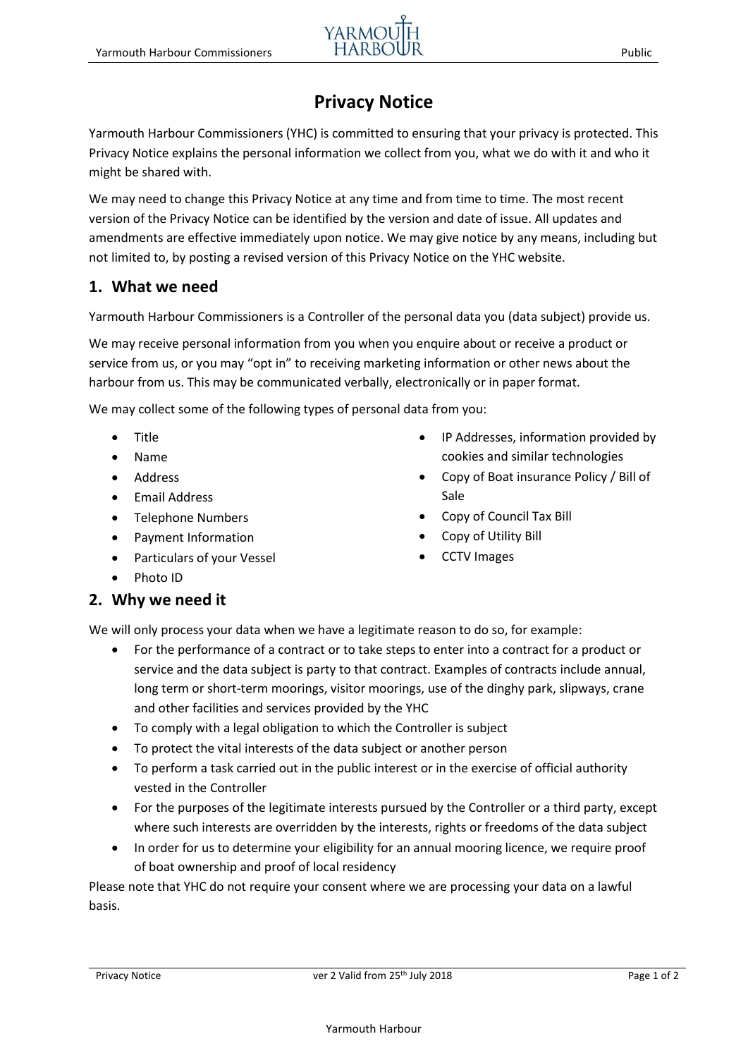# Privacy Notice

Yarmouth Harbour Commissioners (YHC) is committed to ensuring that your privacy is protected. This Privacy Notice explains the personal information we collect from you, what we do with it and who it might be shared with.

We may need to change this Privacy Notice at any time and from time to time. The most recent version of the Privacy Notice can be identified by the version and date of issue. All updates and amendments are effective immediately upon notice. We may give notice by any means, including but not limited to, by posting a revised version of this Privacy Notice on the YHC website.

## 1. What we need

Yarmouth Harbour Commissioners is a Controller of the personal data you (data subject) provide us.

We may receive personal information from you when you enquire about or receive a product or service from us, or you may "opt in" to receiving marketing information or other news about the harbour from us. This may be communicated verbally, electronically or in paper format.

We may collect some of the following types of personal data from you:

- Title
- Name
- Address
- Email Address
- Telephone Numbers
- Payment Information
- Particulars of your Vessel
- Photo ID
- IP Addresses, information provided by cookies and similar technologies
- Copy of Boat insurance Policy / Bill of Sale
- Copy of Council Tax Bill
- Copy of Utility Bill
- CCTV Images

## 2. Why we need it

We will only process your data when we have a legitimate reason to do so, for example:

- For the performance of a contract or to take steps to enter into a contract for a product or service and the data subject is party to that contract. Examples of contracts include annual, long term or short-term moorings, visitor moorings, use of the dinghy park, slipways, crane and other facilities and services provided by the YHC
- To comply with a legal obligation to which the Controller is subject
- To protect the vital interests of the data subject or another person
- To perform a task carried out in the public interest or in the exercise of official authority vested in the Controller
- For the purposes of the legitimate interests pursued by the Controller or a third party, except where such interests are overridden by the interests, rights or freedoms of the data subject
- In order for us to determine your eligibility for an annual mooring licence, we require proof of boat ownership and proof of local residency

Please note that YHC do not require your consent where we are processing your data on a lawful basis.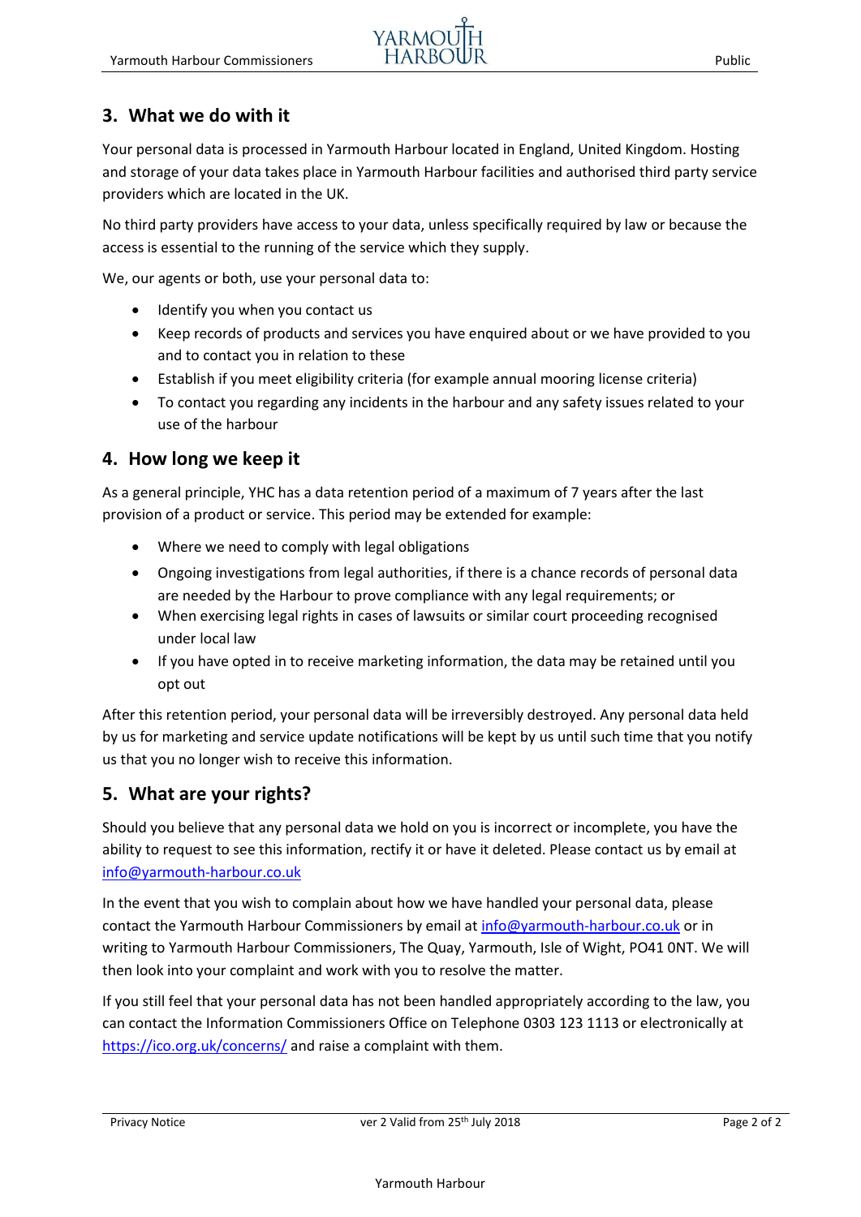## 3. What we do with it

Your personal data is processed in Yarmouth Harbour located in England, United Kingdom. Hosting and storage of your data takes place in Yarmouth Harbour facilities and authorised third party service providers which are located in the UK.

No third party providers have access to your data, unless specifically required by law or because the access is essential to the running of the service which they supply.

We, our agents or both, use your personal data to:

- Identify you when you contact us
- Keep records of products and services you have enquired about or we have provided to you and to contact you in relation to these
- Establish if you meet eligibility criteria (for example annual mooring license criteria)
- To contact you regarding any incidents in the harbour and any safety issues related to your use of the harbour

## 4. How long we keep it

As a general principle, YHC has a data retention period of a maximum of 7 years after the last provision of a product or service. This period may be extended for example:

- Where we need to comply with legal obligations
- Ongoing investigations from legal authorities, if there is a chance records of personal data are needed by the Harbour to prove compliance with any legal requirements; or
- When exercising legal rights in cases of lawsuits or similar court proceeding recognised under local law
- If you have opted in to receive marketing information, the data may be retained until you opt out

After this retention period, your personal data will be irreversibly destroyed. Any personal data held by us for marketing and service update notifications will be kept by us until such time that you notify us that you no longer wish to receive this information.

## 5. What are your rights?

Should you believe that any personal data we hold on you is incorrect or incomplete, you have the ability to request to see this information, rectify it or have it deleted. Please contact us by email at info@yarmouth-harbour.co.uk

In the event that you wish to complain about how we have handled your personal data, please contact the Yarmouth Harbour Commissioners by email at info@yarmouth-harbour.co.uk or in writing to Yarmouth Harbour Commissioners, The Quay, Yarmouth, Isle of Wight, PO41 0NT. We will then look into your complaint and work with you to resolve the matter.

If you still feel that your personal data has not been handled appropriately according to the law, you can contact the Information Commissioners Office on Telephone 0303 123 1113 or electronically at https://ico.org.uk/concerns/ and raise a complaint with them.